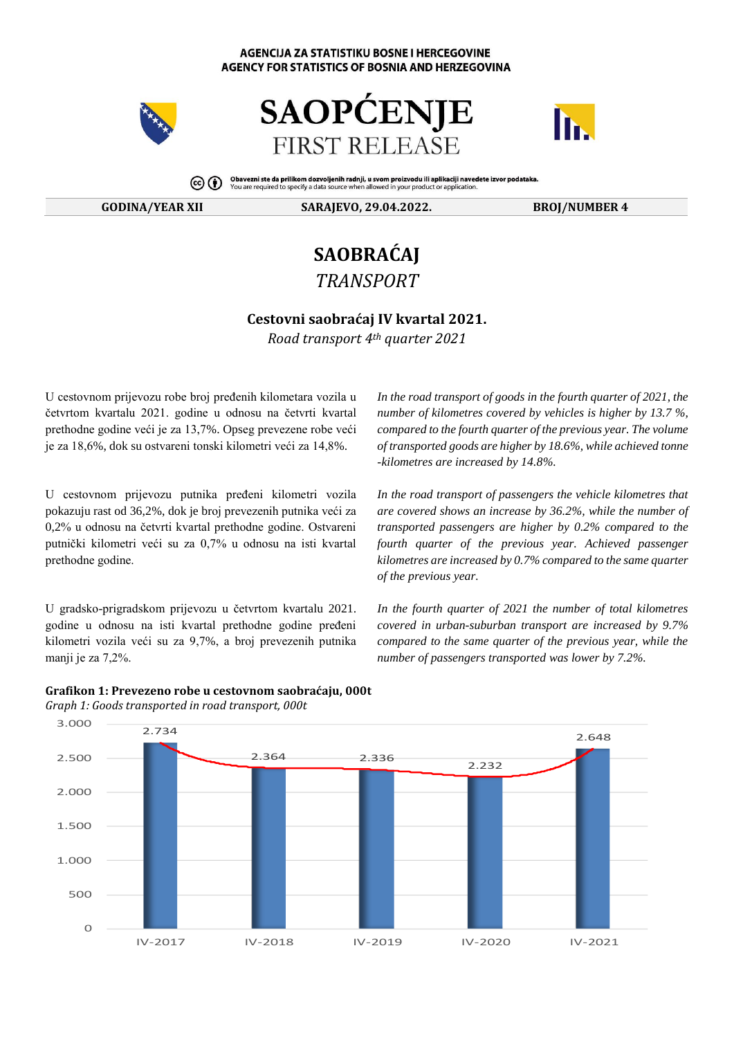AGENCIJA ZA STATISTIKU BOSNE I HERCEGOVINE
AGENCY FOR STATISTICS OF BOSNIA AND HERZEGOVINA

# SAOPĆENJE
# FIRST RELEASE

Obavezni ste da prilikom dozvoljenih radnji, u svom proizvodu ili aplikaciji navedete izvor podataka.
You are required to specify a data source when allowed in your product or application.

| GODINA/YEAR XII | SARAJEVO, 29.04.2022. | BROJ/NUMBER 4 |
|---|---|---|

## SAOBRAĆAJ
## *TRANSPORT*

### Cestovni saobraćaj IV kvartal 2021.
*Road transport 4th quarter 2021*

U cestovnom prijevozu robe broj pređenih kilometara vozila u četvrtom kvartalu 2021. godine u odnosu na četvrti kvartal prethodne godine veći je za 13,7%. Opseg prevezene robe veći je za 18,6%, dok su ostvareni tonski kilometri veći za 14,8%.

*In the road transport of goods in the fourth quarter of 2021, the number of kilometres covered by vehicles is higher by 13.7 %, compared to the fourth quarter of the previous year. The volume of transported goods are higher by 18.6%, while achieved tonne -kilometres are increased by 14.8%.*

U cestovnom prijevozu putnika pređeni kilometri vozila pokazuju rast od 36,2%, dok je broj prevezenih putnika veći za 0,2% u odnosu na četvrti kvartal prethodne godine. Ostvareni putnički kilometri veći su za 0,7% u odnosu na isti kvartal prethodne godine.

*In the road transport of passengers the vehicle kilometres that are covered shows an increase by 36.2%, while the number of transported passengers are higher by 0.2% compared to the fourth quarter of the previous year. Achieved passenger kilometres are increased by 0.7% compared to the same quarter of the previous year.*

U gradsko-prigradskom prijevozu u četvrtom kvartalu 2021. godine u odnosu na isti kvartal prethodne godine pređeni kilometri vozila veći su za 9,7%, a broj prevezenih putnika manji je za 7,2%.

*In the fourth quarter of 2021 the number of total kilometres covered in urban-suburban transport are increased by 9.7% compared to the same quarter of the previous year, while the number of passengers transported was lower by 7.2%.*

**Grafikon 1: Prevezeno robe u cestovnom saobraćaju, 000t**
*Graph 1: Goods transported in road transport, 000t*

| | IV-2017 | IV-2018 | IV-2019 | IV-2020 | IV-2021 |
|---|---|---|---|---|---|
| 000t | 2.734 | 2.364 | 2.336 | 2.232 | 2.648 |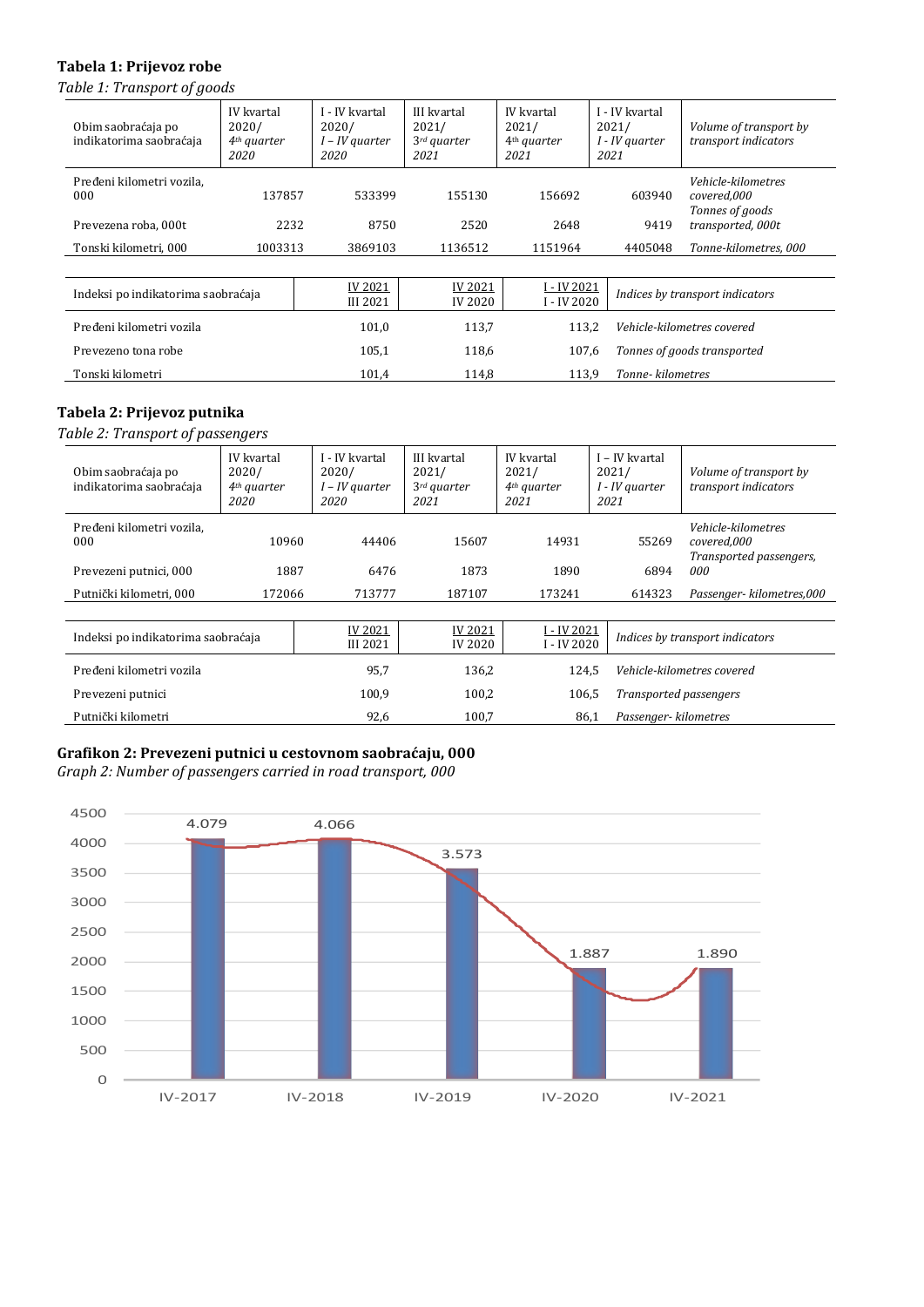**Tabela 1: Prijevoz robe**

*Table 1: Transport of goods*

| Obim saobraćaja po indikatorima saobraćaja | IV kvartal 2020/ *4th quarter 2020* | I - IV kvartal 2020/ *I – IV quarter 2020* | III kvartal 2021/ *3rd quarter 2021* | IV kvartal 2021/ *4th quarter 2021* | I - IV kvartal 2021/ *I - IV quarter 2021* | *Volume of transport by transport indicators* |
|---|---|---|---|---|---|---|
| Pređeni kilometri vozila, 000 | 137857 | 533399 | 155130 | 156692 | 603940 | *Vehicle-kilometres covered,000* |
| Prevezena roba, 000t | 2232 | 8750 | 2520 | 2648 | 9419 | *Tonnes of goods transported, 000t* |
| Tonski kilometri, 000 | 1003313 | 3869103 | 1136512 | 1151964 | 4405048 | *Tonne-kilometres, 000* |

| Indeksi po indikatorima saobraćaja | IV 2021 / III 2021 | IV 2021 / IV 2020 | I - IV 2021 / I - IV 2020 | *Indices by transport indicators* |
|---|---|---|---|---|
| Pređeni kilometri vozila | 101,0 | 113,7 | 113,2 | *Vehicle-kilometres covered* |
| Prevezeno tona robe | 105,1 | 118,6 | 107,6 | *Tonnes of goods transported* |
| Tonski kilometri | 101,4 | 114,8 | 113,9 | *Tonne- kilometres* |

**Tabela 2: Prijevoz putnika**

*Table 2: Transport of passengers*

| Obim saobraćaja po indikatorima saobraćaja | IV kvartal 2020/ *4th quarter 2020* | I - IV kvartal 2020/ *I – IV quarter 2020* | III kvartal 2021/ *3rd quarter 2021* | IV kvartal 2021/ *4th quarter 2021* | I – IV kvartal 2021/ *I - IV quarter 2021* | *Volume of transport by transport indicators* |
|---|---|---|---|---|---|---|
| Pređeni kilometri vozila, 000 | 10960 | 44406 | 15607 | 14931 | 55269 | *Vehicle-kilometres covered,000* |
| Prevezeni putnici, 000 | 1887 | 6476 | 1873 | 1890 | 6894 | *Transported passengers, 000* |
| Putnički kilometri, 000 | 172066 | 713777 | 187107 | 173241 | 614323 | *Passenger- kilometres,000* |

| Indeksi po indikatorima saobraćaja | IV 2021 / III 2021 | IV 2021 / IV 2020 | I - IV 2021 / I - IV 2020 | *Indices by transport indicators* |
|---|---|---|---|---|
| Pređeni kilometri vozila | 95,7 | 136,2 | 124,5 | *Vehicle-kilometres covered* |
| Prevezeni putnici | 100,9 | 100,2 | 106,5 | *Transported passengers* |
| Putnički kilometri | 92,6 | 100,7 | 86,1 | *Passenger- kilometres* |

**Grafikon 2: Prevezeni putnici u cestovnom saobraćaju, 000**

*Graph 2: Number of passengers carried in road transport, 000*

| | IV-2017 | IV-2018 | IV-2019 | IV-2020 | IV-2021 |
|---|---|---|---|---|---|
| Prevezeni putnici, 000 | 4.079 | 4.066 | 3.573 | 1.887 | 1.890 |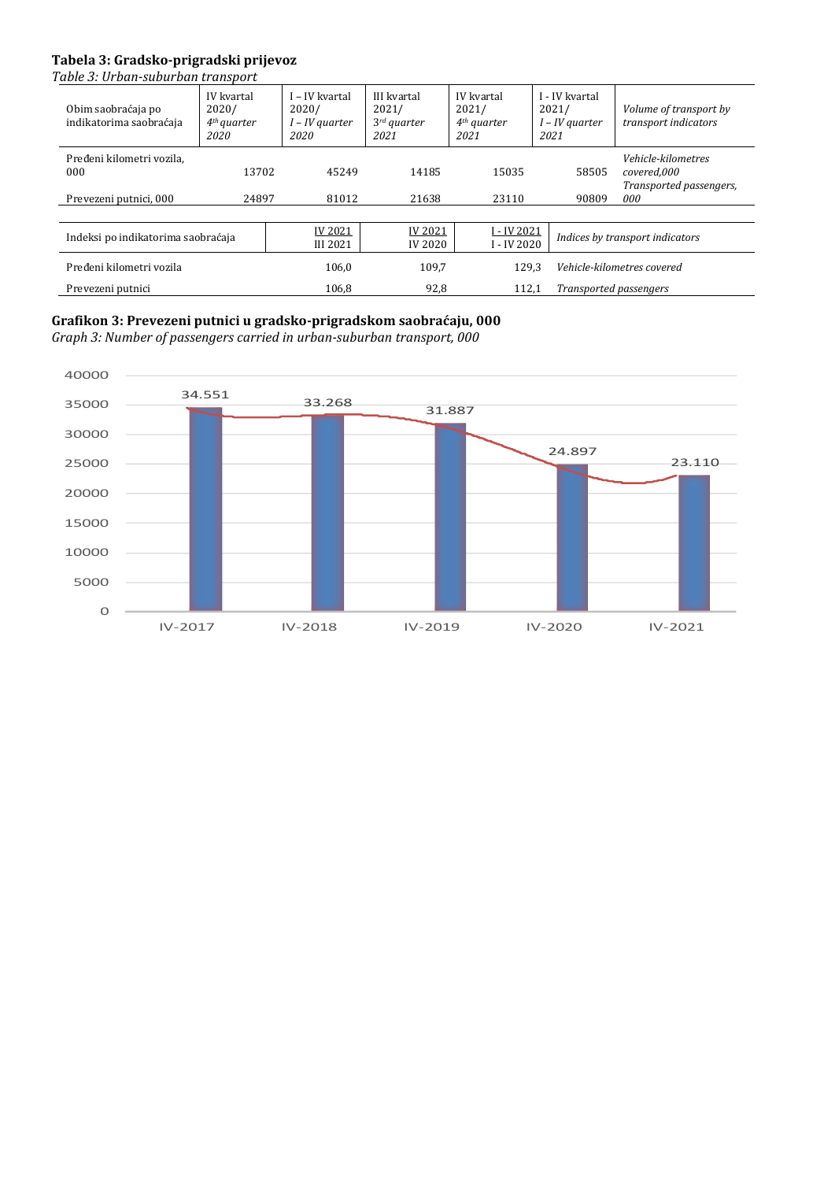**Tabela 3: Gradsko-prigradski prijevoz**

*Table 3: Urban-suburban transport*

| Obim saobraćaja po indikatorima saobraćaja | IV kvartal 2020/ *4th quarter 2020* | I – IV kvartal 2020/ *I – IV quarter 2020* | III kvartal 2021/ *3rd quarter 2021* | IV kvartal 2021/ *4th quarter 2021* | I - IV kvartal 2021/ *I – IV quarter 2021* | *Volume of transport by transport indicators* |
|---|---|---|---|---|---|---|
| Pređeni kilometri vozila, 000 | 13702 | 45249 | 14185 | 15035 | 58505 | *Vehicle-kilometres covered,000* |
| Prevezeni putnici, 000 | 24897 | 81012 | 21638 | 23110 | 90809 | *Transported passengers, 000* |

| Indeksi po indikatorima saobraćaja | IV 2021 / III 2021 | IV 2021 / IV 2020 | I - IV 2021 / I - IV 2020 | *Indices by transport indicators* |
|---|---|---|---|---|
| Pređeni kilometri vozila | 106,0 | 109,7 | 129,3 | *Vehicle-kilometres covered* |
| Prevezeni putnici | 106,8 | 92,8 | 112,1 | *Transported passengers* |

**Grafikon 3: Prevezeni putnici u gradsko-prigradskom saobraćaju, 000**

*Graph 3: Number of passengers carried in urban-suburban transport, 000*

| | IV-2017 | IV-2018 | IV-2019 | IV-2020 | IV-2021 |
|---|---|---|---|---|---|
| Prevezeni putnici, 000 | 34.551 | 33.268 | 31.887 | 24.897 | 23.110 |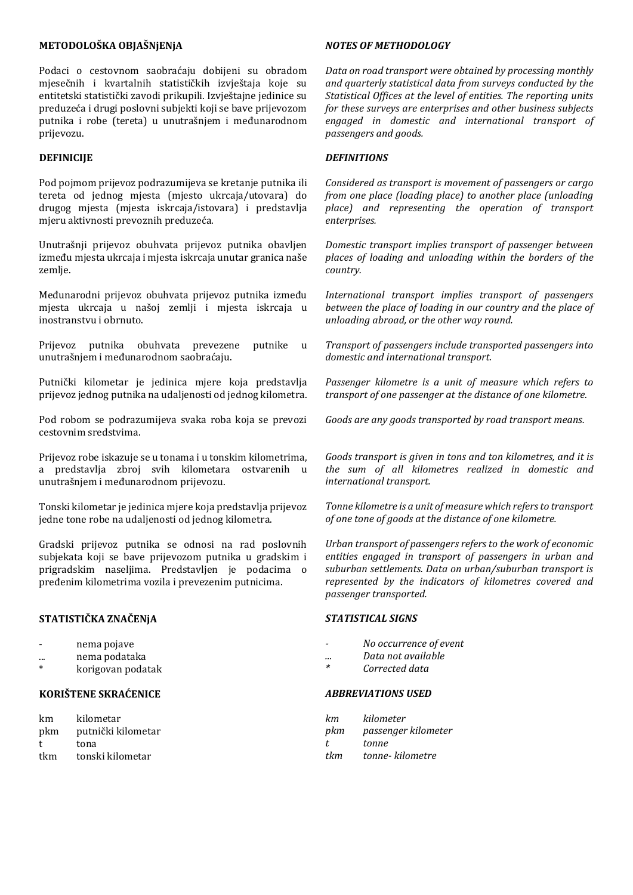## METODOLOŠKA OBJAŠNjENjA

Podaci o cestovnom saobraćaju dobijeni su obradom mjesečnih i kvartalnih statističkih izvještaja koje su entitetski statistički zavodi prikupili. Izvještajne jedinice su preduzeća i drugi poslovni subjekti koji se bave prijevozom putnika i robe (tereta) u unutrašnjem i međunarodnom prijevozu.

## DEFINICIJE

Pod pojmom prijevoz podrazumijeva se kretanje putnika ili tereta od jednog mjesta (mjesto ukrcaja/utovara) do drugog mjesta (mjesta iskrcaja/istovara) i predstavlja mjeru aktivnosti prevoznih preduzeća.

Unutrašnji prijevoz obuhvata prijevoz putnika obavljen između mjesta ukrcaja i mjesta iskrcaja unutar granica naše zemlje.

Međunarodni prijevoz obuhvata prijevoz putnika između mjesta ukrcaja u našoj zemlji i mjesta iskrcaja u inostranstvu i obrnuto.

Prijevoz putnika obuhvata prevezene putnike u unutrašnjem i međunarodnom saobraćaju.

Putnički kilometar je jedinica mjere koja predstavlja prijevoz jednog putnika na udaljenosti od jednog kilometra.

Pod robom se podrazumijeva svaka roba koja se prevozi cestovnim sredstvima.

Prijevoz robe iskazuje se u tonama i u tonskim kilometrima, a predstavlja zbroj svih kilometara ostvarenih u unutrašnjem i međunarodnom prijevozu.

Tonski kilometar je jedinica mjere koja predstavlja prijevoz jedne tone robe na udaljenosti od jednog kilometra.

Gradski prijevoz putnika se odnosi na rad poslovnih subjekata koji se bave prijevozom putnika u gradskim i prigradskim naseljima. Predstavljen je podacima o pređenim kilometrima vozila i prevezenim putnicima.

## STATISTIČKA ZNAČENjA

| | |
|---|---|
| - | nema pojave |
| ... | nema podataka |
| * | korigovan podatak |

## KORIŠTENE SKRAĆENICE

| | |
|---|---|
| km | kilometar |
| pkm | putnički kilometar |
| t | tona |
| tkm | tonski kilometar |

## *NOTES OF METHODOLOGY*

*Data on road transport were obtained by processing monthly and quarterly statistical data from surveys conducted by the Statistical Offices at the level of entities. The reporting units for these surveys are enterprises and other business subjects engaged in domestic and international transport of passengers and goods.*

## *DEFINITIONS*

*Considered as transport is movement of passengers or cargo from one place (loading place) to another place (unloading place) and representing the operation of transport enterprises.*

*Domestic transport implies transport of passenger between places of loading and unloading within the borders of the country.*

*International transport implies transport of passengers between the place of loading in our country and the place of unloading abroad, or the other way round.*

*Transport of passengers include transported passengers into domestic and international transport.*

*Passenger kilometre is a unit of measure which refers to transport of one passenger at the distance of one kilometre.*

*Goods are any goods transported by road transport means.*

*Goods transport is given in tons and ton kilometres, and it is the sum of all kilometres realized in domestic and international transport.*

*Tonne kilometre is a unit of measure which refers to transport of one tone of goods at the distance of one kilometre.*

*Urban transport of passengers refers to the work of economic entities engaged in transport of passengers in urban and suburban settlements. Data on urban/suburban transport is represented by the indicators of kilometres covered and passenger transported.*

## *STATISTICAL SIGNS*

| | |
|---|---|
| *-* | *No occurrence of event* |
| *...* | *Data not available* |
| *** | *Corrected data* |

## *ABBREVIATIONS USED*

| | |
|---|---|
| *km* | *kilometer* |
| *pkm* | *passenger kilometer* |
| *t* | *tonne* |
| *tkm* | *tonne- kilometre* |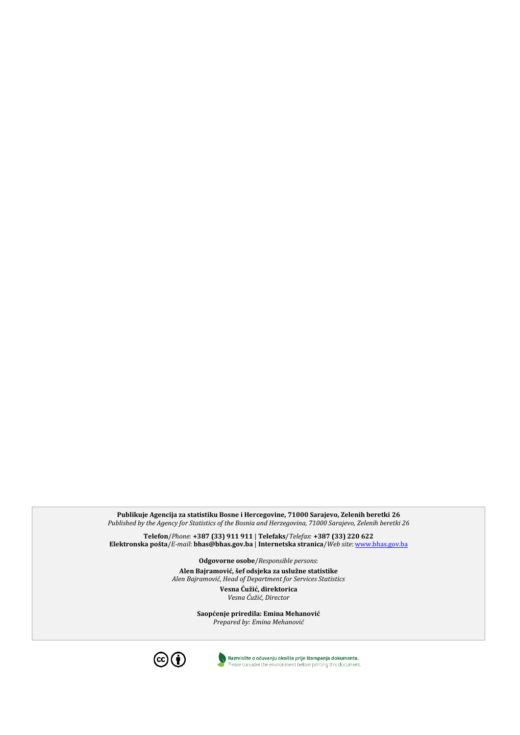**Publikuje Agencija za statistiku Bosne i Hercegovine, 71000 Sarajevo, Zelenih beretki 26**
*Published by the Agency for Statistics of the Bosnia and Herzegovina, 71000 Sarajevo, Zelenih beretki 26*

**Telefon**/*Phone*: **+387 (33) 911 911 | Telefaks**/*Telefax*: **+387 (33) 220 622**
**Elektronska pošta**/*E-mail*: **bhas@bhas.gov.ba | Internetska stranica**/*Web site*: www.bhas.gov.ba

**Odgovorne osobe**/*Responsible persons*:

**Alen Bajramović, šef odsjeka za uslužne statistike**
*Alen Bajramović, Head of Department for Services Statistics*

**Vesna Ćužić, direktorica**
*Vesna Ćužić, Director*

**Saopćenje priredila: Emina Mehanović**
*Prepared by: Emina Mehanović*

Razmislite o očuvanju okoliša prije štampanja dokumenta.
Please consider the environment before printing this document.